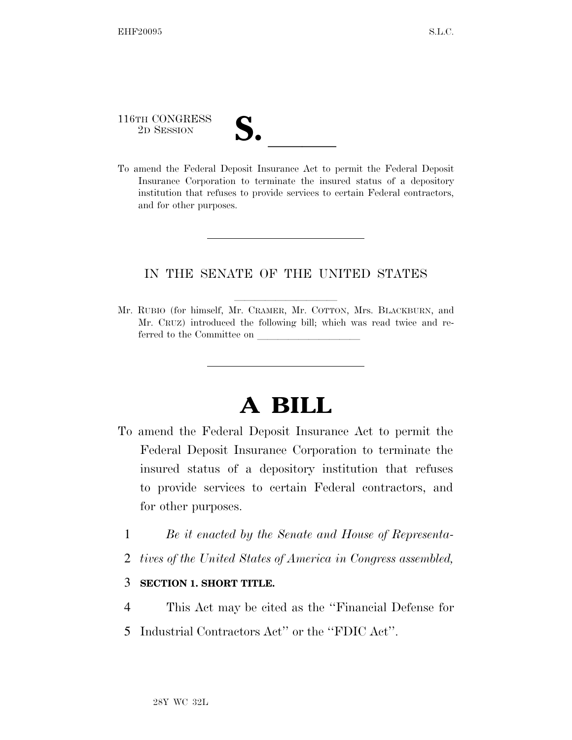116TH CONGRESS
2D SESSION

# S. \_\_\_\_\_\_

To amend the Federal Deposit Insurance Act to permit the Federal Deposit Insurance Corporation to terminate the insured status of a depository institution that refuses to provide services to certain Federal contractors, and for other purposes.

---

IN THE SENATE OF THE UNITED STATES

Mr. RUBIO (for himself, Mr. CRAMER, Mr. COTTON, Mrs. BLACKBURN, and Mr. CRUZ) introduced the following bill; which was read twice and referred to the Committee on \_\_\_\_\_\_\_\_\_\_\_\_\_\_\_\_\_\_\_\_

---

# A BILL

To amend the Federal Deposit Insurance Act to permit the Federal Deposit Insurance Corporation to terminate the insured status of a depository institution that refuses to provide services to certain Federal contractors, and for other purposes.

1 *Be it enacted by the Senate and House of Representa-*
2 *tives of the United States of America in Congress assembled,*

3 **SECTION 1. SHORT TITLE.**

4 This Act may be cited as the ''Financial Defense for
5 Industrial Contractors Act'' or the ''FDIC Act''.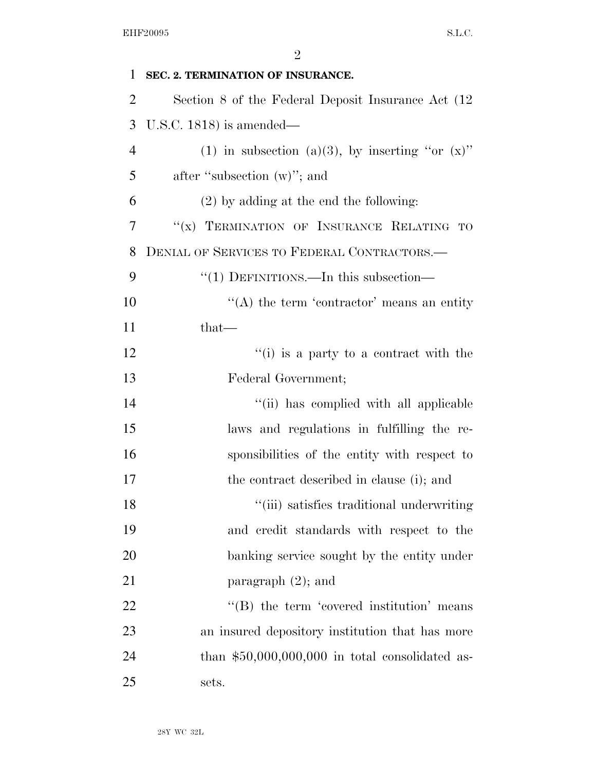**SEC. 2. TERMINATION OF INSURANCE.**

Section 8 of the Federal Deposit Insurance Act (12 U.S.C. 1818) is amended—

(1) in subsection (a)(3), by inserting "or (x)" after "subsection (w)"; and

(2) by adding at the end the following:

"(x) TERMINATION OF INSURANCE RELATING TO DENIAL OF SERVICES TO FEDERAL CONTRACTORS.—

"(1) DEFINITIONS.—In this subsection—

"(A) the term 'contractor' means an entity that—

"(i) is a party to a contract with the Federal Government;

"(ii) has complied with all applicable laws and regulations in fulfilling the responsibilities of the entity with respect to the contract described in clause (i); and

"(iii) satisfies traditional underwriting and credit standards with respect to the banking service sought by the entity under paragraph (2); and

"(B) the term 'covered institution' means an insured depository institution that has more than $50,000,000,000 in total consolidated assets.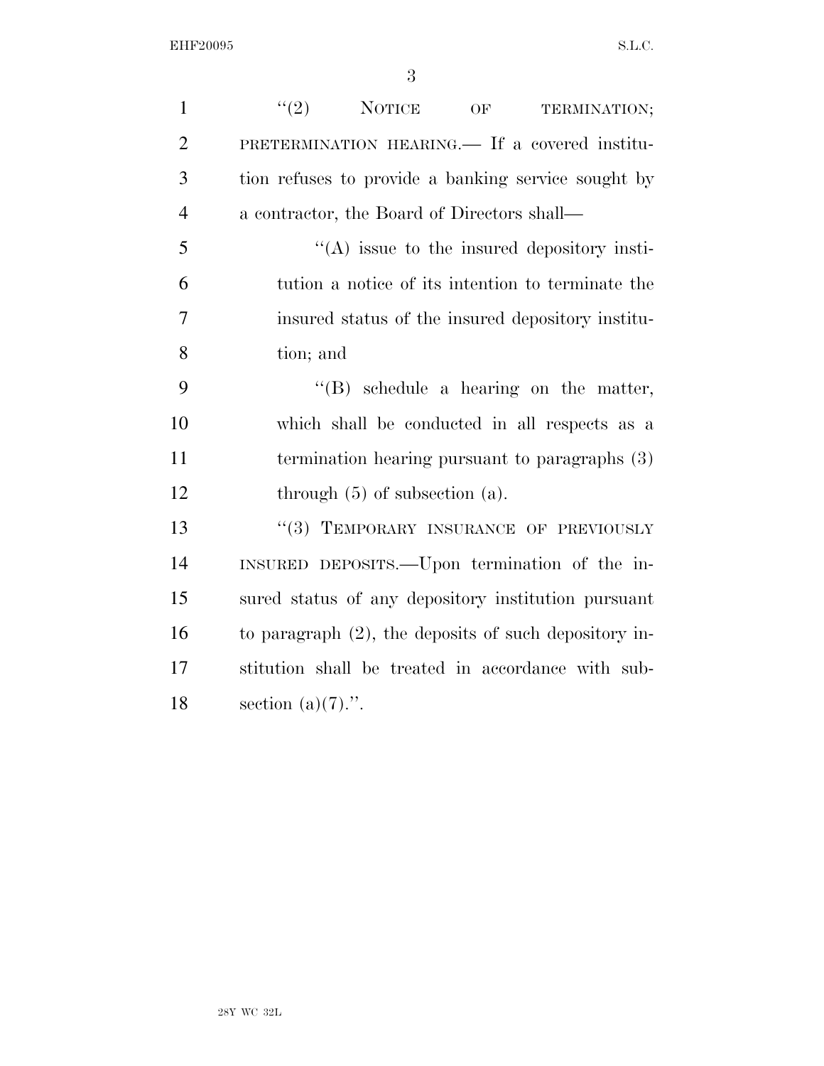"(2) NOTICE OF TERMINATION; PRETERMINATION HEARING.— If a covered institution refuses to provide a banking service sought by a contractor, the Board of Directors shall—

"(A) issue to the insured depository institution a notice of its intention to terminate the insured status of the insured depository institution; and

"(B) schedule a hearing on the matter, which shall be conducted in all respects as a termination hearing pursuant to paragraphs (3) through (5) of subsection (a).

"(3) TEMPORARY INSURANCE OF PREVIOUSLY INSURED DEPOSITS.—Upon termination of the insured status of any depository institution pursuant to paragraph (2), the deposits of such depository institution shall be treated in accordance with subsection (a)(7).".